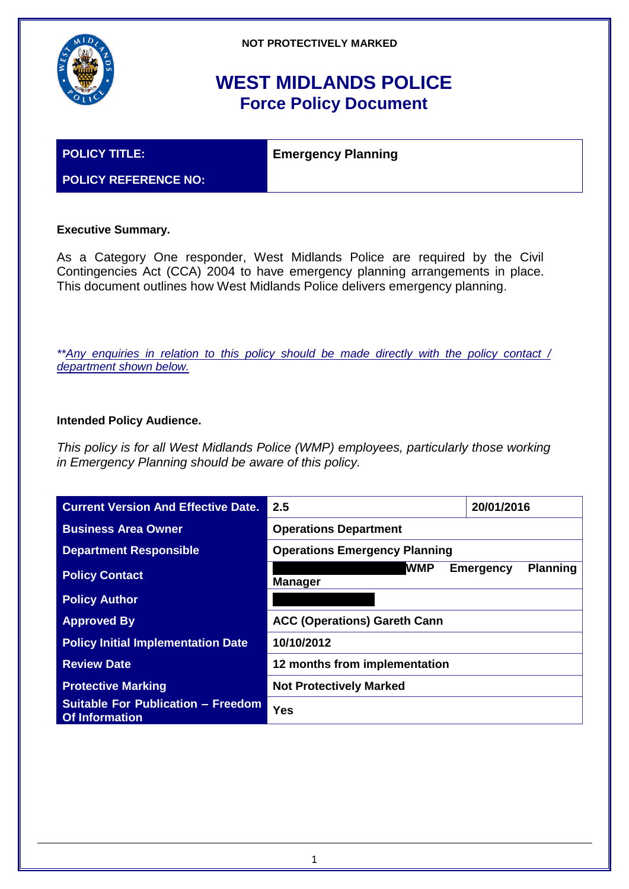NOT PROTECTIVELY MARKED

# WEST MIDLANDS POLICE
## Force Policy Document

| POLICY TITLE: | Emergency Planning |
|---|---|
| POLICY REFERENCE NO: | |

**Executive Summary.**

As a Category One responder, West Midlands Police are required by the Civil Contingencies Act (CCA) 2004 to have emergency planning arrangements in place. This document outlines how West Midlands Police delivers emergency planning.

*\*\*Any enquiries in relation to this policy should be made directly with the policy contact / department shown below.*

**Intended Policy Audience.**

*This policy is for all West Midlands Police (WMP) employees, particularly those working in Emergency Planning should be aware of this policy.*

| Current Version And Effective Date. | 2.5 | 20/01/2016 |
|---|---|---|
| Business Area Owner | Operations Department | |
| Department Responsible | Operations Emergency Planning | |
| Policy Contact | [REDACTED] WMP Emergency Planning Manager | |
| Policy Author | [REDACTED] | |
| Approved By | ACC (Operations) Gareth Cann | |
| Policy Initial Implementation Date | 10/10/2012 | |
| Review Date | 12 months from implementation | |
| Protective Marking | Not Protectively Marked | |
| Suitable For Publication – Freedom Of Information | Yes | |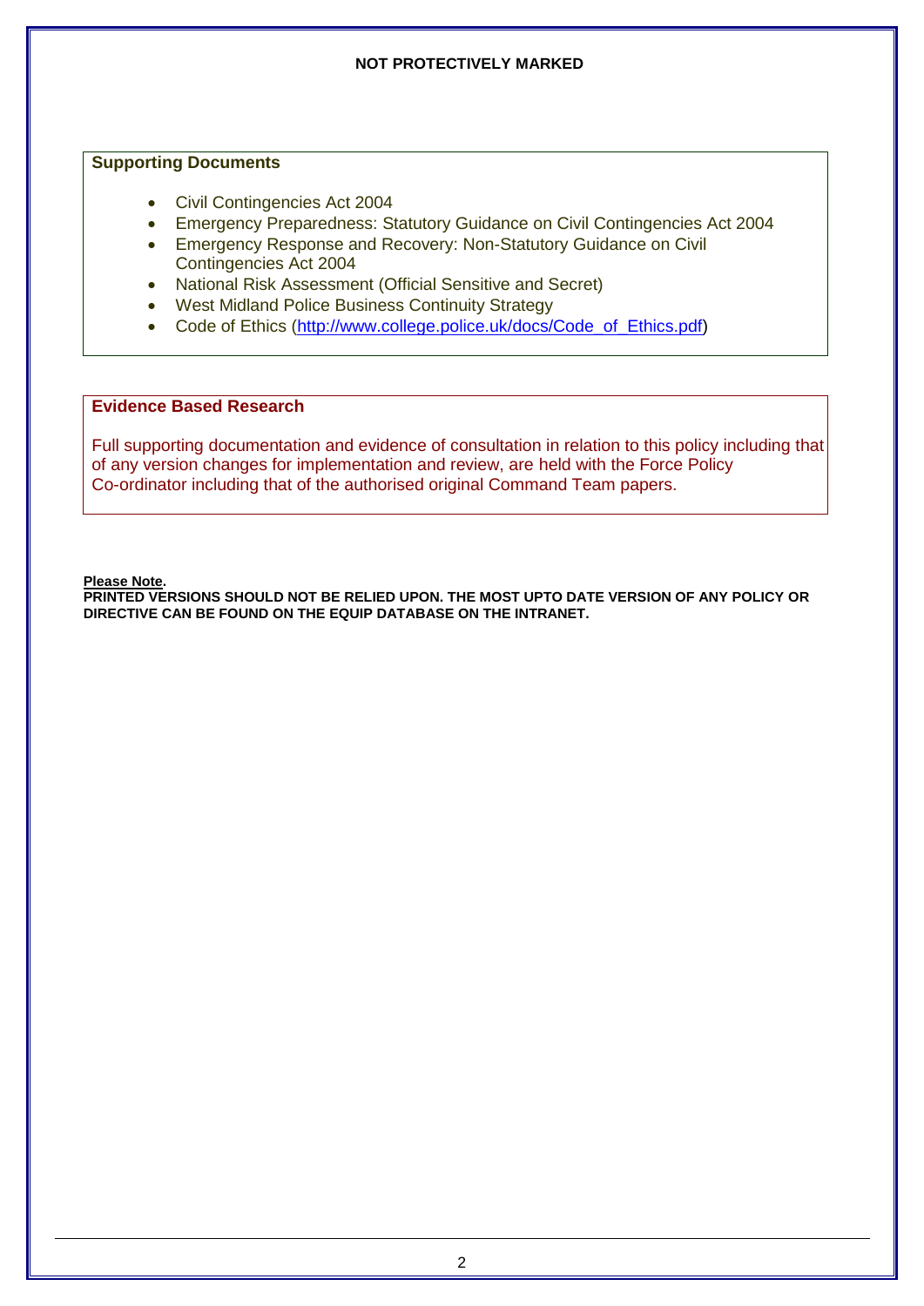**NOT PROTECTIVELY MARKED**

### Supporting Documents

- Civil Contingencies Act 2004
- Emergency Preparedness: Statutory Guidance on Civil Contingencies Act 2004
- Emergency Response and Recovery: Non-Statutory Guidance on Civil Contingencies Act 2004
- National Risk Assessment (Official Sensitive and Secret)
- West Midland Police Business Continuity Strategy
- Code of Ethics (http://www.college.police.uk/docs/Code_of_Ethics.pdf)

### Evidence Based Research

Full supporting documentation and evidence of consultation in relation to this policy including that of any version changes for implementation and review, are held with the Force Policy Co-ordinator including that of the authorised original Command Team papers.

**Please Note.**
**PRINTED VERSIONS SHOULD NOT BE RELIED UPON. THE MOST UPTO DATE VERSION OF ANY POLICY OR DIRECTIVE CAN BE FOUND ON THE EQUIP DATABASE ON THE INTRANET.**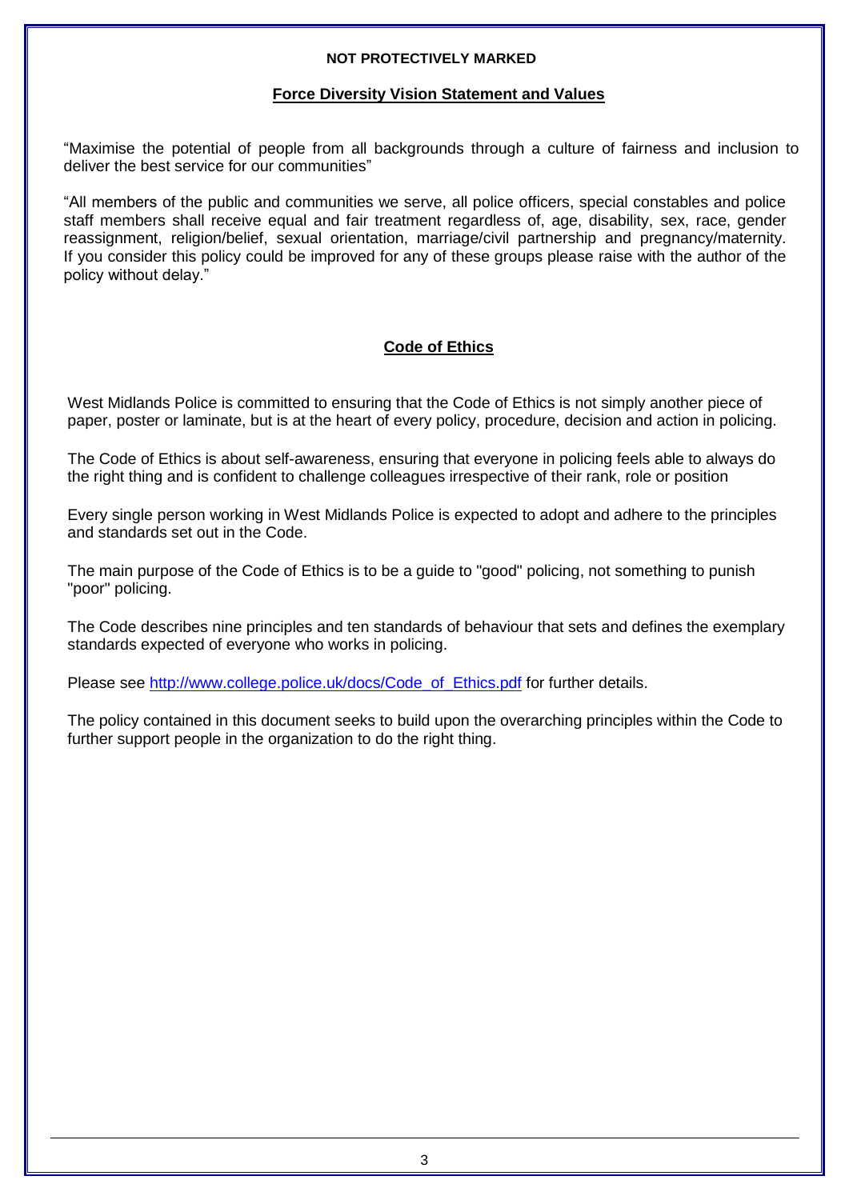**NOT PROTECTIVELY MARKED**

## Force Diversity Vision Statement and Values

"Maximise the potential of people from all backgrounds through a culture of fairness and inclusion to deliver the best service for our communities"

"All members of the public and communities we serve, all police officers, special constables and police staff members shall receive equal and fair treatment regardless of, age, disability, sex, race, gender reassignment, religion/belief, sexual orientation, marriage/civil partnership and pregnancy/maternity. If you consider this policy could be improved for any of these groups please raise with the author of the policy without delay."

## Code of Ethics

West Midlands Police is committed to ensuring that the Code of Ethics is not simply another piece of paper, poster or laminate, but is at the heart of every policy, procedure, decision and action in policing.

The Code of Ethics is about self-awareness, ensuring that everyone in policing feels able to always do the right thing and is confident to challenge colleagues irrespective of their rank, role or position

Every single person working in West Midlands Police is expected to adopt and adhere to the principles and standards set out in the Code.

The main purpose of the Code of Ethics is to be a guide to "good" policing, not something to punish "poor" policing.

The Code describes nine principles and ten standards of behaviour that sets and defines the exemplary standards expected of everyone who works in policing.

Please see [http://www.college.police.uk/docs/Code_of_Ethics.pdf](http://www.college.police.uk/docs/Code_of_Ethics.pdf) for further details.

The policy contained in this document seeks to build upon the overarching principles within the Code to further support people in the organization to do the right thing.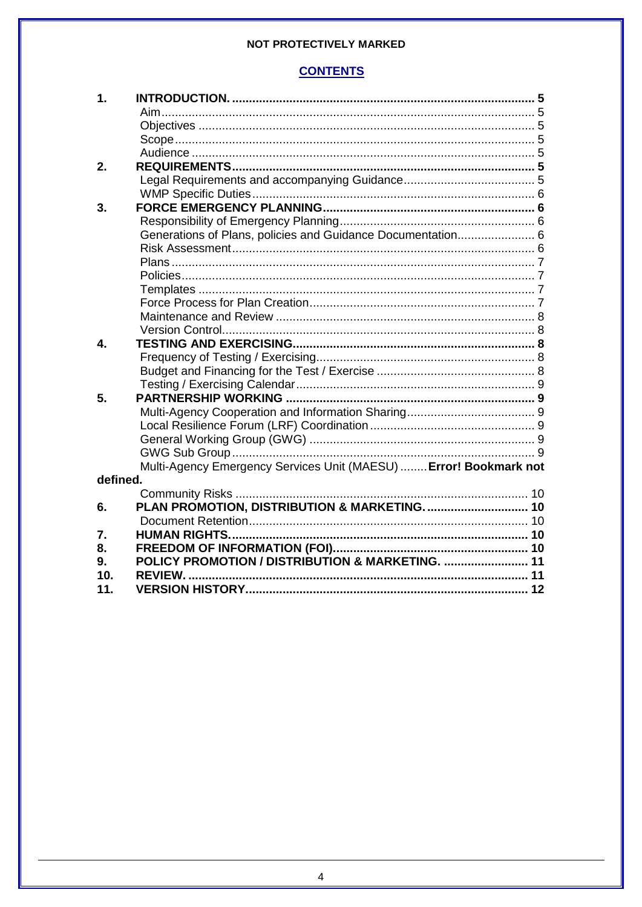## CONTENTS

| | | |
|---|---|---|
| **1.** | **INTRODUCTION.** | **5** |
| | Aim | 5 |
| | Objectives | 5 |
| | Scope | 5 |
| | Audience | 5 |
| **2.** | **REQUIREMENTS** | **5** |
| | Legal Requirements and accompanying Guidance | 5 |
| | WMP Specific Duties | 6 |
| **3.** | **FORCE EMERGENCY PLANNING** | **6** |
| | Responsibility of Emergency Planning | 6 |
| | Generations of Plans, policies and Guidance Documentation | 6 |
| | Risk Assessment | 6 |
| | Plans | 7 |
| | Policies | 7 |
| | Templates | 7 |
| | Force Process for Plan Creation | 7 |
| | Maintenance and Review | 8 |
| | Version Control | 8 |
| **4.** | **TESTING AND EXERCISING** | **8** |
| | Frequency of Testing / Exercising | 8 |
| | Budget and Financing for the Test / Exercise | 8 |
| | Testing / Exercising Calendar | 9 |
| **5.** | **PARTNERSHIP WORKING** | **9** |
| | Multi-Agency Cooperation and Information Sharing | 9 |
| | Local Resilience Forum (LRF) Coordination | 9 |
| | General Working Group (GWG) | 9 |
| | GWG Sub Group | 9 |
| | Multi-Agency Emergency Services Unit (MAESU) | **Error! Bookmark not defined.** |
| | Community Risks | 10 |
| **6.** | **PLAN PROMOTION, DISTRIBUTION & MARKETING.** | **10** |
| | Document Retention | 10 |
| **7.** | **HUMAN RIGHTS.** | **10** |
| **8.** | **FREEDOM OF INFORMATION (FOI)** | **10** |
| **9.** | **POLICY PROMOTION / DISTRIBUTION & MARKETING.** | **11** |
| **10.** | **REVIEW.** | **11** |
| **11.** | **VERSION HISTORY** | **12** |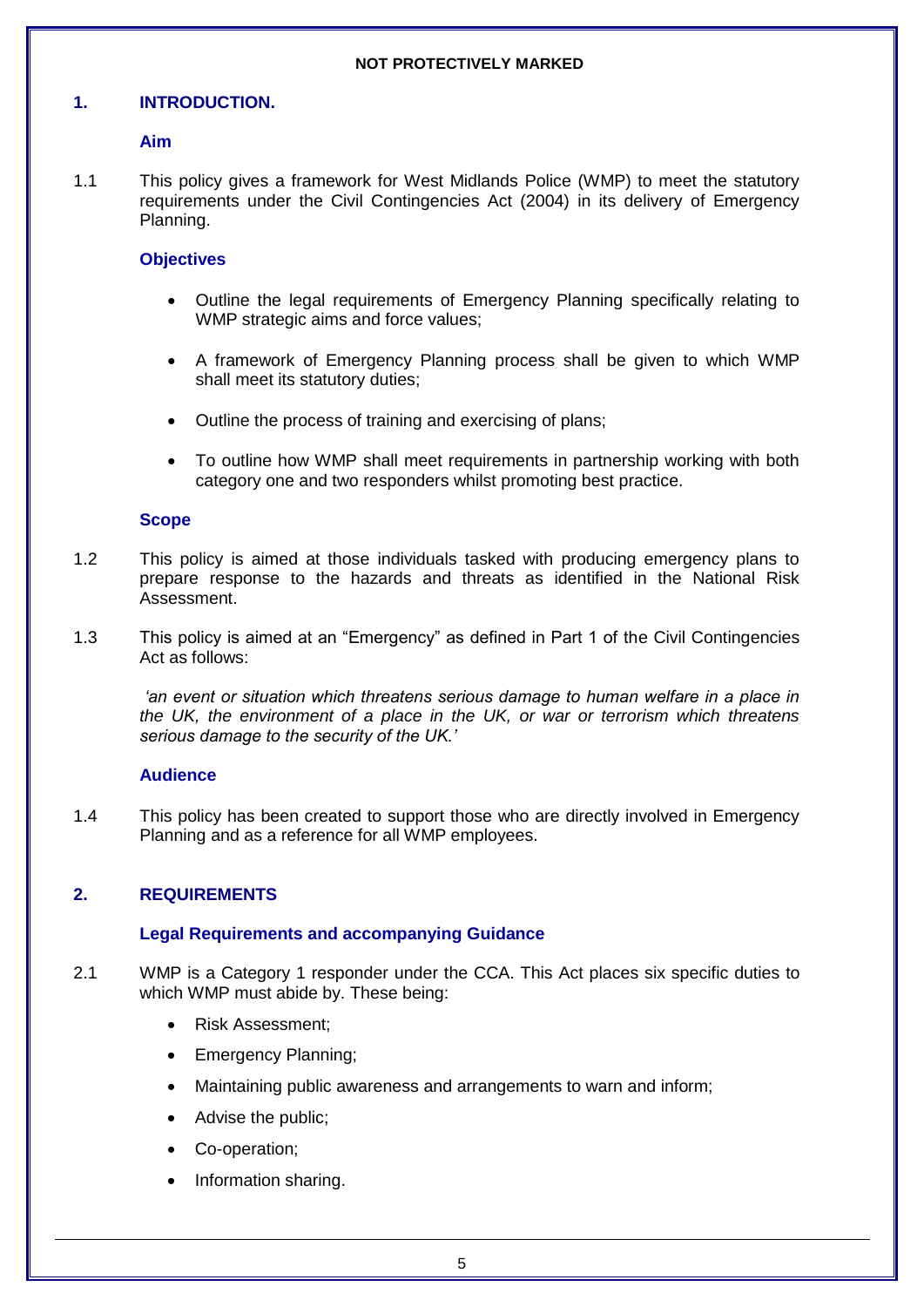NOT PROTECTIVELY MARKED

## 1. INTRODUCTION.

### Aim

1.1 This policy gives a framework for West Midlands Police (WMP) to meet the statutory requirements under the Civil Contingencies Act (2004) in its delivery of Emergency Planning.

### Objectives

- Outline the legal requirements of Emergency Planning specifically relating to WMP strategic aims and force values;
- A framework of Emergency Planning process shall be given to which WMP shall meet its statutory duties;
- Outline the process of training and exercising of plans;
- To outline how WMP shall meet requirements in partnership working with both category one and two responders whilst promoting best practice.

### Scope

1.2 This policy is aimed at those individuals tasked with producing emergency plans to prepare response to the hazards and threats as identified in the National Risk Assessment.

1.3 This policy is aimed at an "Emergency" as defined in Part 1 of the Civil Contingencies Act as follows:

*'an event or situation which threatens serious damage to human welfare in a place in the UK, the environment of a place in the UK, or war or terrorism which threatens serious damage to the security of the UK.'*

### Audience

1.4 This policy has been created to support those who are directly involved in Emergency Planning and as a reference for all WMP employees.

## 2. REQUIREMENTS

### Legal Requirements and accompanying Guidance

2.1 WMP is a Category 1 responder under the CCA. This Act places six specific duties to which WMP must abide by. These being:

- Risk Assessment;
- Emergency Planning;
- Maintaining public awareness and arrangements to warn and inform;
- Advise the public;
- Co-operation;
- Information sharing.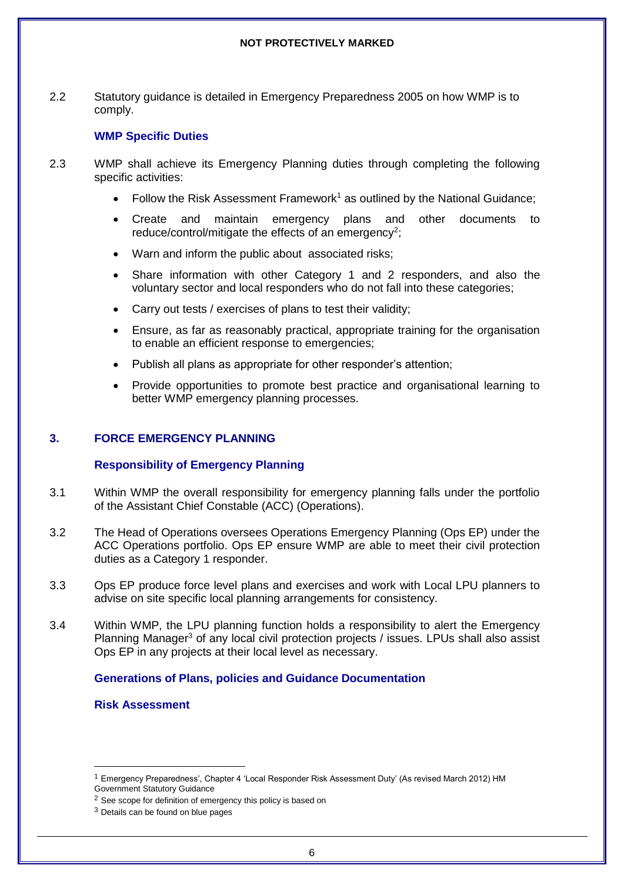2.2 Statutory guidance is detailed in Emergency Preparedness 2005 on how WMP is to comply.

### WMP Specific Duties

2.3 WMP shall achieve its Emergency Planning duties through completing the following specific activities:

- Follow the Risk Assessment Framework[1] as outlined by the National Guidance;
- Create and maintain emergency plans and other documents to reduce/control/mitigate the effects of an emergency[2];
- Warn and inform the public about associated risks;
- Share information with other Category 1 and 2 responders, and also the voluntary sector and local responders who do not fall into these categories;
- Carry out tests / exercises of plans to test their validity;
- Ensure, as far as reasonably practical, appropriate training for the organisation to enable an efficient response to emergencies;
- Publish all plans as appropriate for other responder's attention;
- Provide opportunities to promote best practice and organisational learning to better WMP emergency planning processes.

## 3. FORCE EMERGENCY PLANNING

### Responsibility of Emergency Planning

3.1 Within WMP the overall responsibility for emergency planning falls under the portfolio of the Assistant Chief Constable (ACC) (Operations).

3.2 The Head of Operations oversees Operations Emergency Planning (Ops EP) under the ACC Operations portfolio. Ops EP ensure WMP are able to meet their civil protection duties as a Category 1 responder.

3.3 Ops EP produce force level plans and exercises and work with Local LPU planners to advise on site specific local planning arrangements for consistency.

3.4 Within WMP, the LPU planning function holds a responsibility to alert the Emergency Planning Manager[3] of any local civil protection projects / issues. LPUs shall also assist Ops EP in any projects at their local level as necessary.

### Generations of Plans, policies and Guidance Documentation

### Risk Assessment

---

[1] Emergency Preparedness', Chapter 4 'Local Responder Risk Assessment Duty' (As revised March 2012) HM Government Statutory Guidance

[2] See scope for definition of emergency this policy is based on

[3] Details can be found on blue pages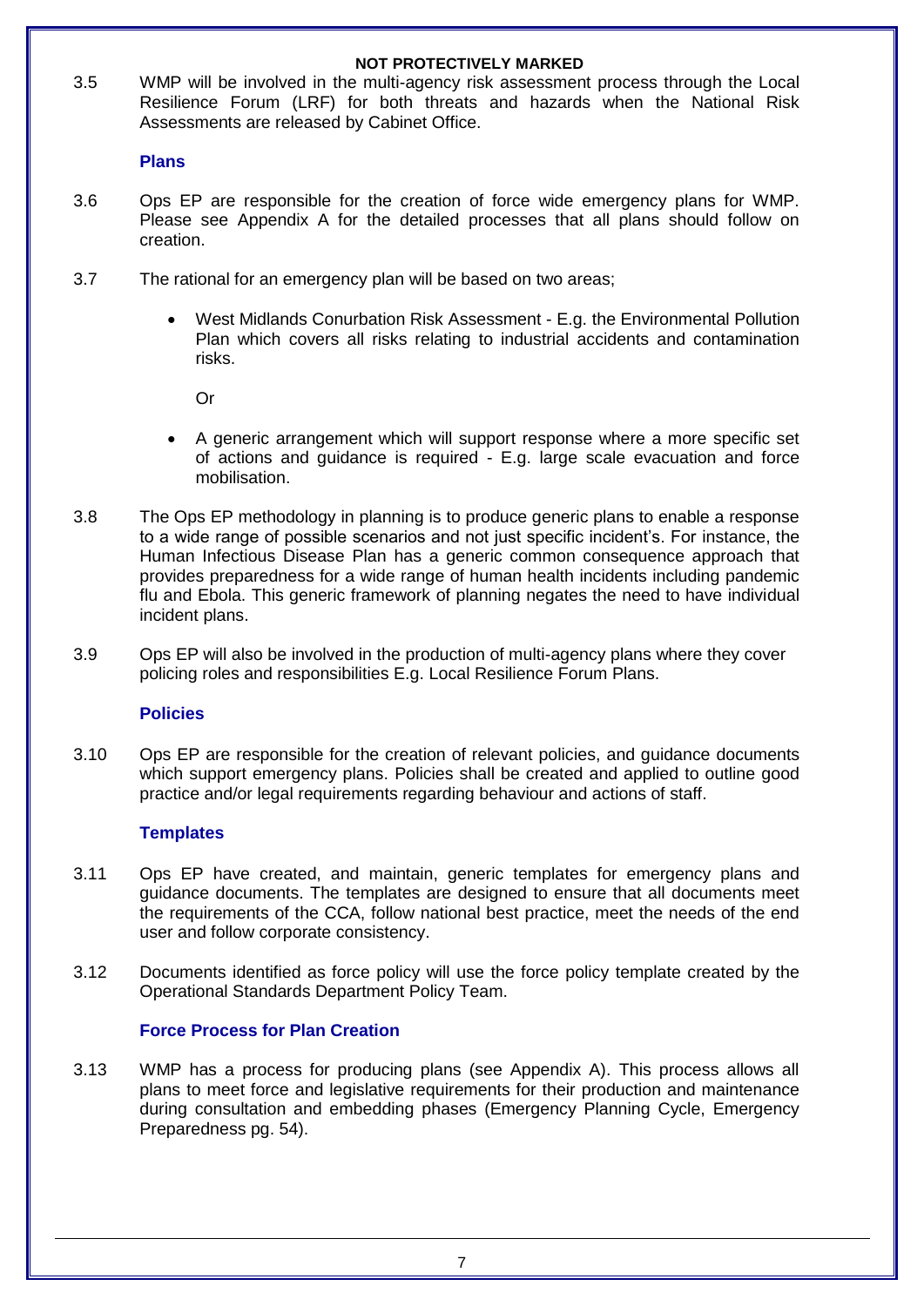**NOT PROTECTIVELY MARKED**

3.5 WMP will be involved in the multi-agency risk assessment process through the Local Resilience Forum (LRF) for both threats and hazards when the National Risk Assessments are released by Cabinet Office.

### Plans

3.6 Ops EP are responsible for the creation of force wide emergency plans for WMP. Please see Appendix A for the detailed processes that all plans should follow on creation.

3.7 The rational for an emergency plan will be based on two areas;

- West Midlands Conurbation Risk Assessment - E.g. the Environmental Pollution Plan which covers all risks relating to industrial accidents and contamination risks.

  Or

- A generic arrangement which will support response where a more specific set of actions and guidance is required - E.g. large scale evacuation and force mobilisation.

3.8 The Ops EP methodology in planning is to produce generic plans to enable a response to a wide range of possible scenarios and not just specific incident's. For instance, the Human Infectious Disease Plan has a generic common consequence approach that provides preparedness for a wide range of human health incidents including pandemic flu and Ebola. This generic framework of planning negates the need to have individual incident plans.

3.9 Ops EP will also be involved in the production of multi-agency plans where they cover policing roles and responsibilities E.g. Local Resilience Forum Plans.

### Policies

3.10 Ops EP are responsible for the creation of relevant policies, and guidance documents which support emergency plans. Policies shall be created and applied to outline good practice and/or legal requirements regarding behaviour and actions of staff.

### Templates

3.11 Ops EP have created, and maintain, generic templates for emergency plans and guidance documents. The templates are designed to ensure that all documents meet the requirements of the CCA, follow national best practice, meet the needs of the end user and follow corporate consistency.

3.12 Documents identified as force policy will use the force policy template created by the Operational Standards Department Policy Team.

### Force Process for Plan Creation

3.13 WMP has a process for producing plans (see Appendix A). This process allows all plans to meet force and legislative requirements for their production and maintenance during consultation and embedding phases (Emergency Planning Cycle, Emergency Preparedness pg. 54).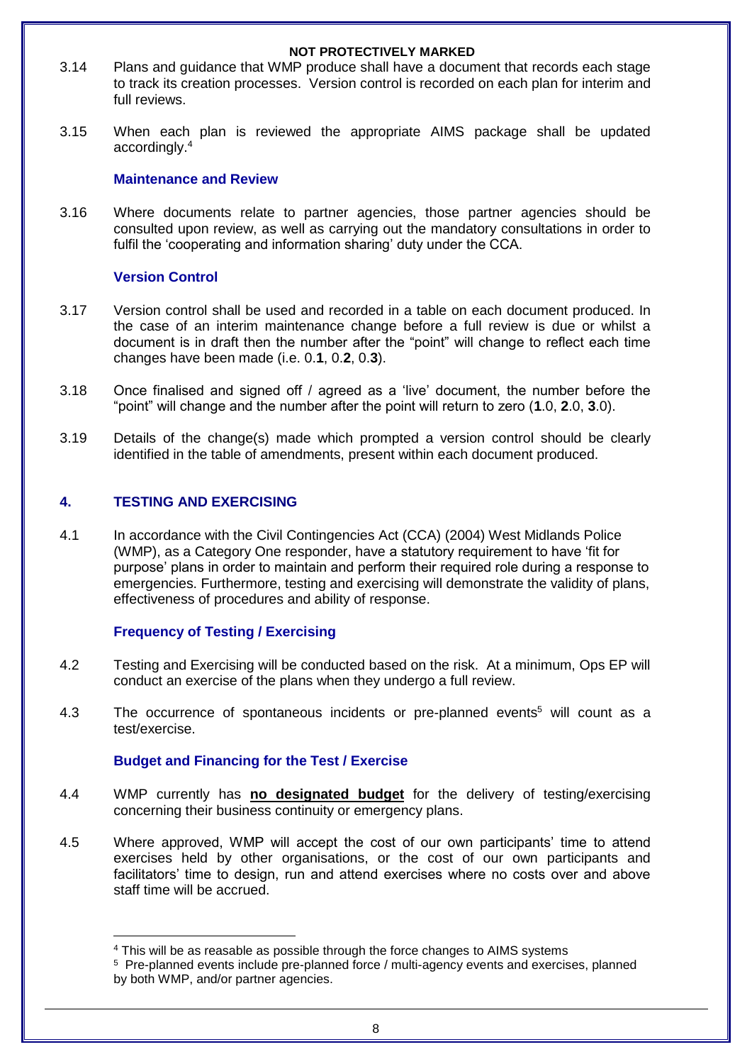3.14 Plans and guidance that WMP produce shall have a document that records each stage to track its creation processes. Version control is recorded on each plan for interim and full reviews.

3.15 When each plan is reviewed the appropriate AIMS package shall be updated accordingly.[4]

### Maintenance and Review

3.16 Where documents relate to partner agencies, those partner agencies should be consulted upon review, as well as carrying out the mandatory consultations in order to fulfil the 'cooperating and information sharing' duty under the CCA.

### Version Control

3.17 Version control shall be used and recorded in a table on each document produced. In the case of an interim maintenance change before a full review is due or whilst a document is in draft then the number after the "point" will change to reflect each time changes have been made (i.e. 0.**1**, 0.**2**, 0.**3**).

3.18 Once finalised and signed off / agreed as a 'live' document, the number before the "point" will change and the number after the point will return to zero (**1**.0, **2**.0, **3**.0).

3.19 Details of the change(s) made which prompted a version control should be clearly identified in the table of amendments, present within each document produced.

## 4. TESTING AND EXERCISING

4.1 In accordance with the Civil Contingencies Act (CCA) (2004) West Midlands Police (WMP), as a Category One responder, have a statutory requirement to have 'fit for purpose' plans in order to maintain and perform their required role during a response to emergencies. Furthermore, testing and exercising will demonstrate the validity of plans, effectiveness of procedures and ability of response.

### Frequency of Testing / Exercising

4.2 Testing and Exercising will be conducted based on the risk. At a minimum, Ops EP will conduct an exercise of the plans when they undergo a full review.

4.3 The occurrence of spontaneous incidents or pre-planned events[5] will count as a test/exercise.

### Budget and Financing for the Test / Exercise

4.4 WMP currently has **no designated budget** for the delivery of testing/exercising concerning their business continuity or emergency plans.

4.5 Where approved, WMP will accept the cost of our own participants' time to attend exercises held by other organisations, or the cost of our own participants and facilitators' time to design, run and attend exercises where no costs over and above staff time will be accrued.

---

[4] This will be as reasable as possible through the force changes to AIMS systems

[5] Pre-planned events include pre-planned force / multi-agency events and exercises, planned by both WMP, and/or partner agencies.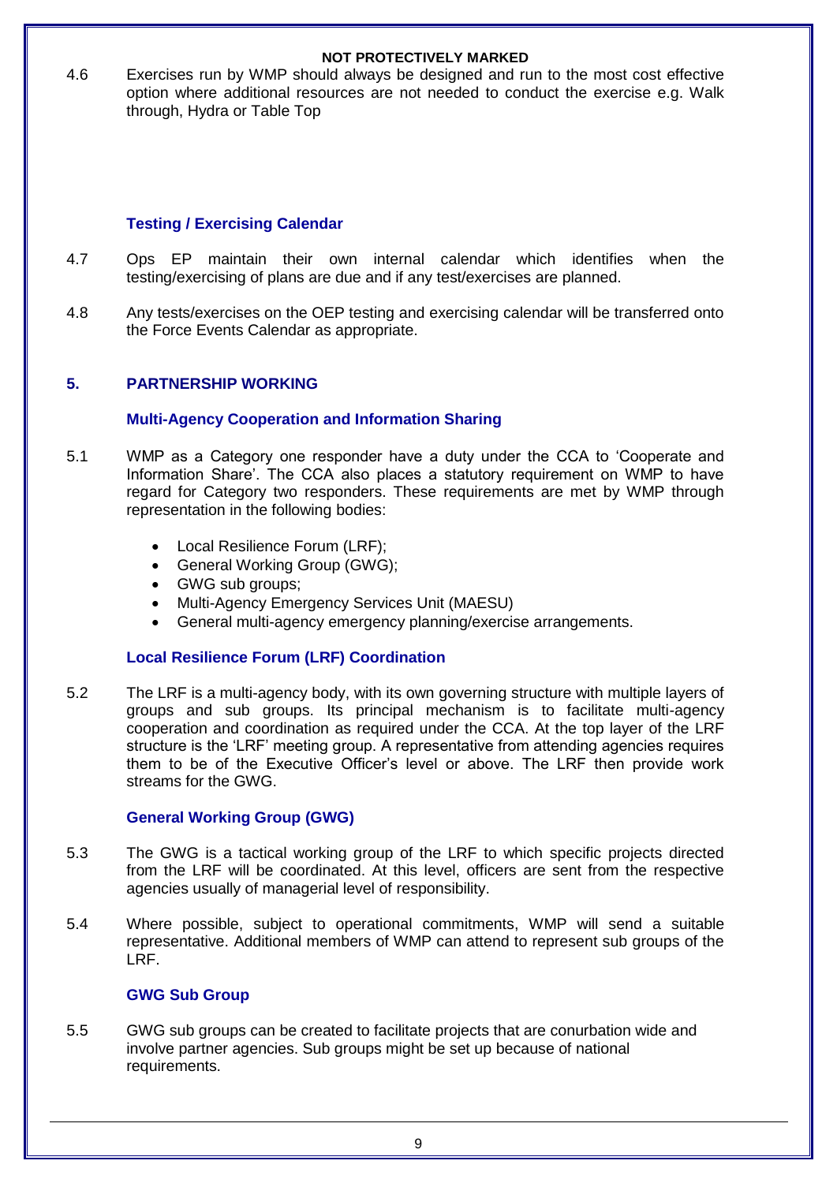4.6 Exercises run by WMP should always be designed and run to the most cost effective option where additional resources are not needed to conduct the exercise e.g. Walk through, Hydra or Table Top

### Testing / Exercising Calendar

4.7 Ops EP maintain their own internal calendar which identifies when the testing/exercising of plans are due and if any test/exercises are planned.

4.8 Any tests/exercises on the OEP testing and exercising calendar will be transferred onto the Force Events Calendar as appropriate.

## 5. PARTNERSHIP WORKING

### Multi-Agency Cooperation and Information Sharing

5.1 WMP as a Category one responder have a duty under the CCA to 'Cooperate and Information Share'. The CCA also places a statutory requirement on WMP to have regard for Category two responders. These requirements are met by WMP through representation in the following bodies:

- Local Resilience Forum (LRF);
- General Working Group (GWG);
- GWG sub groups;
- Multi-Agency Emergency Services Unit (MAESU)
- General multi-agency emergency planning/exercise arrangements.

### Local Resilience Forum (LRF) Coordination

5.2 The LRF is a multi-agency body, with its own governing structure with multiple layers of groups and sub groups. Its principal mechanism is to facilitate multi-agency cooperation and coordination as required under the CCA. At the top layer of the LRF structure is the 'LRF' meeting group. A representative from attending agencies requires them to be of the Executive Officer's level or above. The LRF then provide work streams for the GWG.

### General Working Group (GWG)

5.3 The GWG is a tactical working group of the LRF to which specific projects directed from the LRF will be coordinated. At this level, officers are sent from the respective agencies usually of managerial level of responsibility.

5.4 Where possible, subject to operational commitments, WMP will send a suitable representative. Additional members of WMP can attend to represent sub groups of the LRF.

### GWG Sub Group

5.5 GWG sub groups can be created to facilitate projects that are conurbation wide and involve partner agencies. Sub groups might be set up because of national requirements.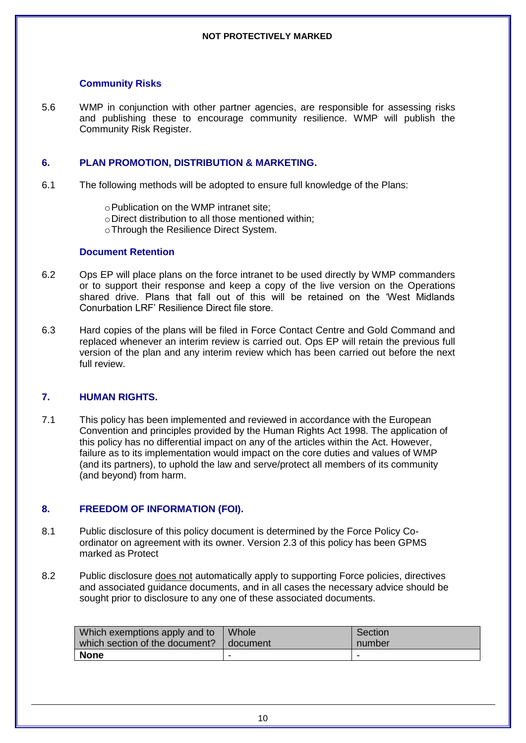NOT PROTECTIVELY MARKED

### Community Risks

5.6 WMP in conjunction with other partner agencies, are responsible for assessing risks and publishing these to encourage community resilience. WMP will publish the Community Risk Register.

## 6. PLAN PROMOTION, DISTRIBUTION & MARKETING.

6.1 The following methods will be adopted to ensure full knowledge of the Plans:

- Publication on the WMP intranet site;
- Direct distribution to all those mentioned within;
- Through the Resilience Direct System.

### Document Retention

6.2 Ops EP will place plans on the force intranet to be used directly by WMP commanders or to support their response and keep a copy of the live version on the Operations shared drive. Plans that fall out of this will be retained on the 'West Midlands Conurbation LRF' Resilience Direct file store.

6.3 Hard copies of the plans will be filed in Force Contact Centre and Gold Command and replaced whenever an interim review is carried out. Ops EP will retain the previous full version of the plan and any interim review which has been carried out before the next full review.

## 7. HUMAN RIGHTS.

7.1 This policy has been implemented and reviewed in accordance with the European Convention and principles provided by the Human Rights Act 1998. The application of this policy has no differential impact on any of the articles within the Act. However, failure as to its implementation would impact on the core duties and values of WMP (and its partners), to uphold the law and serve/protect all members of its community (and beyond) from harm.

## 8. FREEDOM OF INFORMATION (FOI).

8.1 Public disclosure of this policy document is determined by the Force Policy Co-ordinator on agreement with its owner. Version 2.3 of this policy has been GPMS marked as Protect

8.2 Public disclosure <u>does not</u> automatically apply to supporting Force policies, directives and associated guidance documents, and in all cases the necessary advice should be sought prior to disclosure to any one of these associated documents.

| Which exemptions apply and to which section of the document? | Whole document | Section number |
|---|---|---|
| **None** | - | - |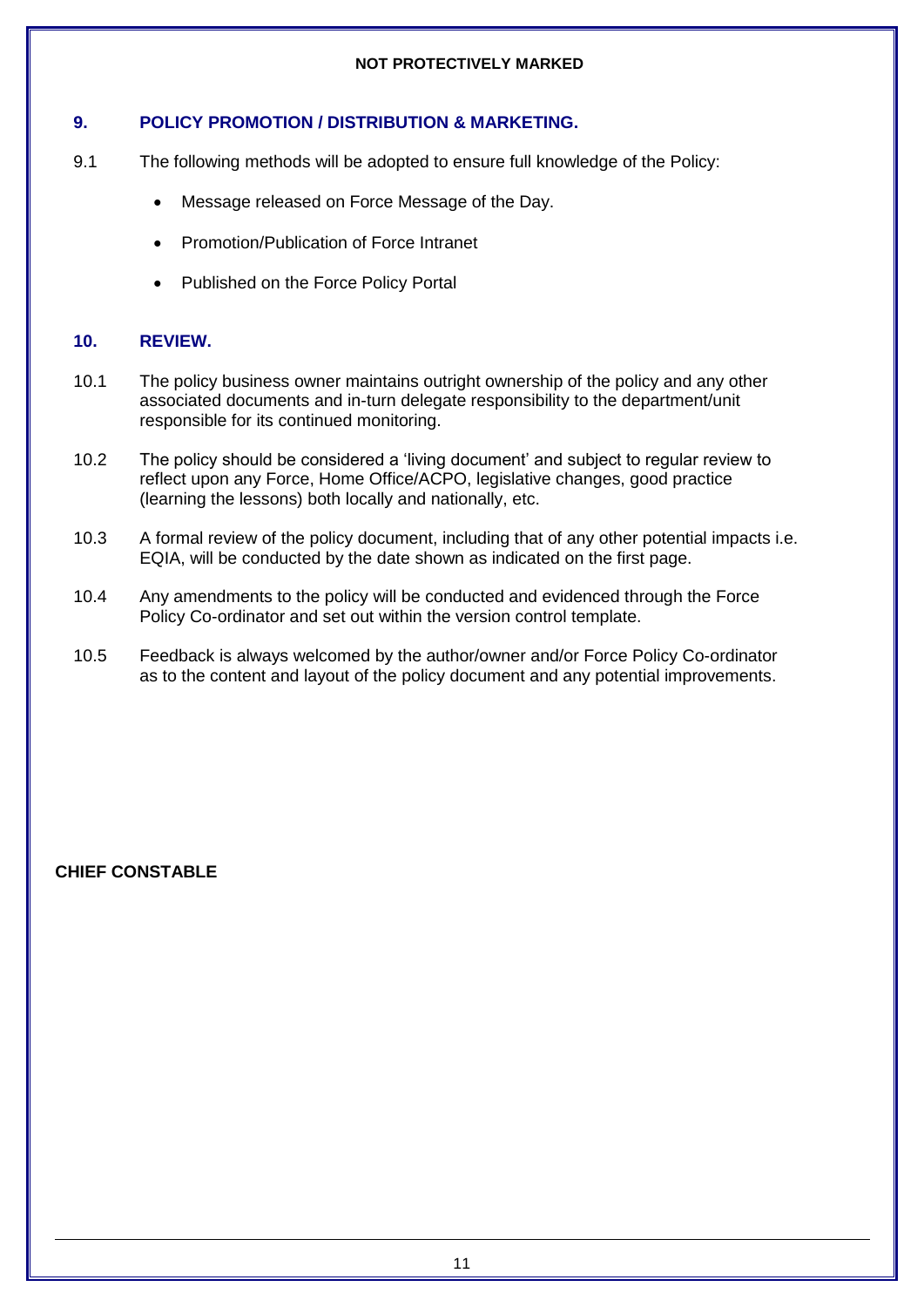## 9. POLICY PROMOTION / DISTRIBUTION & MARKETING.

9.1 The following methods will be adopted to ensure full knowledge of the Policy:

- Message released on Force Message of the Day.
- Promotion/Publication of Force Intranet
- Published on the Force Policy Portal

## 10. REVIEW.

10.1 The policy business owner maintains outright ownership of the policy and any other associated documents and in-turn delegate responsibility to the department/unit responsible for its continued monitoring.

10.2 The policy should be considered a 'living document' and subject to regular review to reflect upon any Force, Home Office/ACPO, legislative changes, good practice (learning the lessons) both locally and nationally, etc.

10.3 A formal review of the policy document, including that of any other potential impacts i.e. EQIA, will be conducted by the date shown as indicated on the first page.

10.4 Any amendments to the policy will be conducted and evidenced through the Force Policy Co-ordinator and set out within the version control template.

10.5 Feedback is always welcomed by the author/owner and/or Force Policy Co-ordinator as to the content and layout of the policy document and any potential improvements.

**CHIEF CONSTABLE**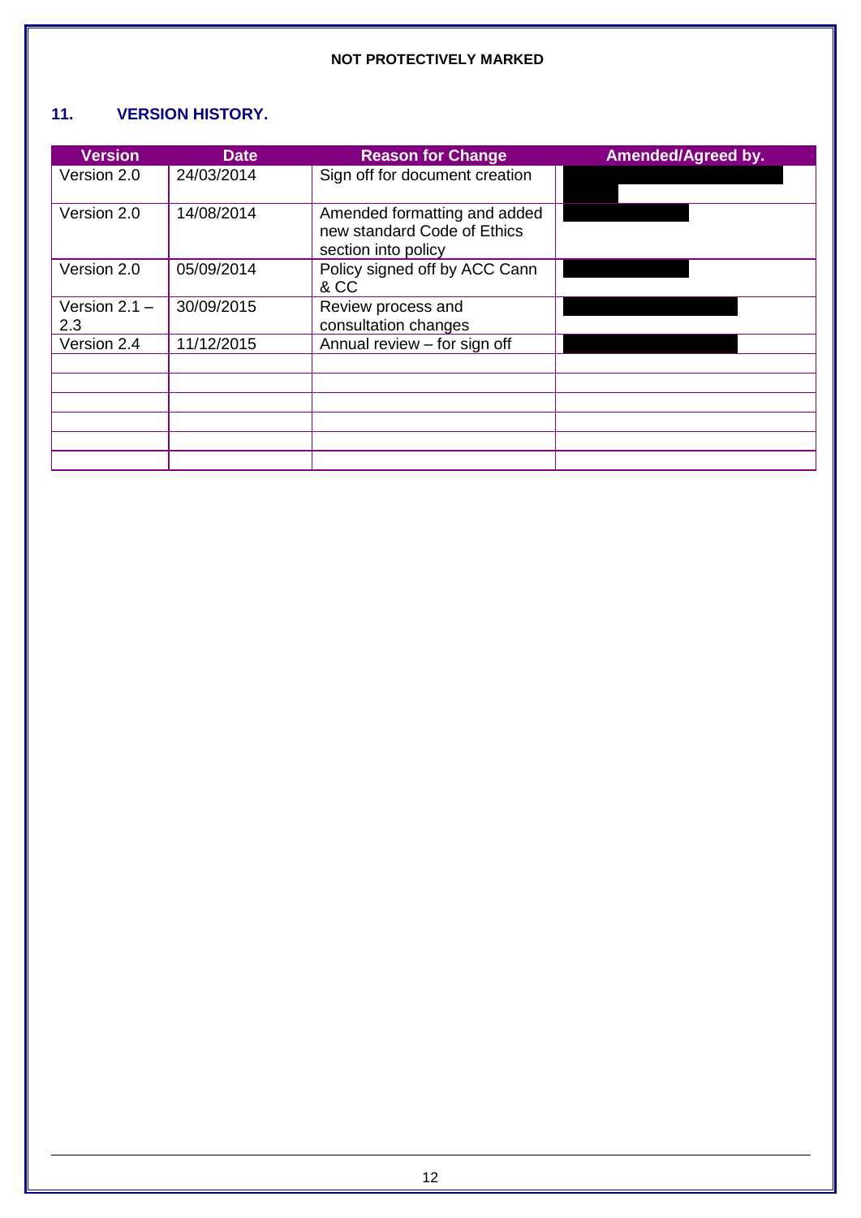## 11. VERSION HISTORY.

| Version | Date | Reason for Change | Amended/Agreed by. |
|---|---|---|---|
| Version 2.0 | 24/03/2014 | Sign off for document creation | |
| Version 2.0 | 14/08/2014 | Amended formatting and added new standard Code of Ethics section into policy | |
| Version 2.0 | 05/09/2014 | Policy signed off by ACC Cann & CC | |
| Version 2.1 – 2.3 | 30/09/2015 | Review process and consultation changes | |
| Version 2.4 | 11/12/2015 | Annual review – for sign off | |
| | | | |
| | | | |
| | | | |
| | | | |
| | | | |
| | | | |